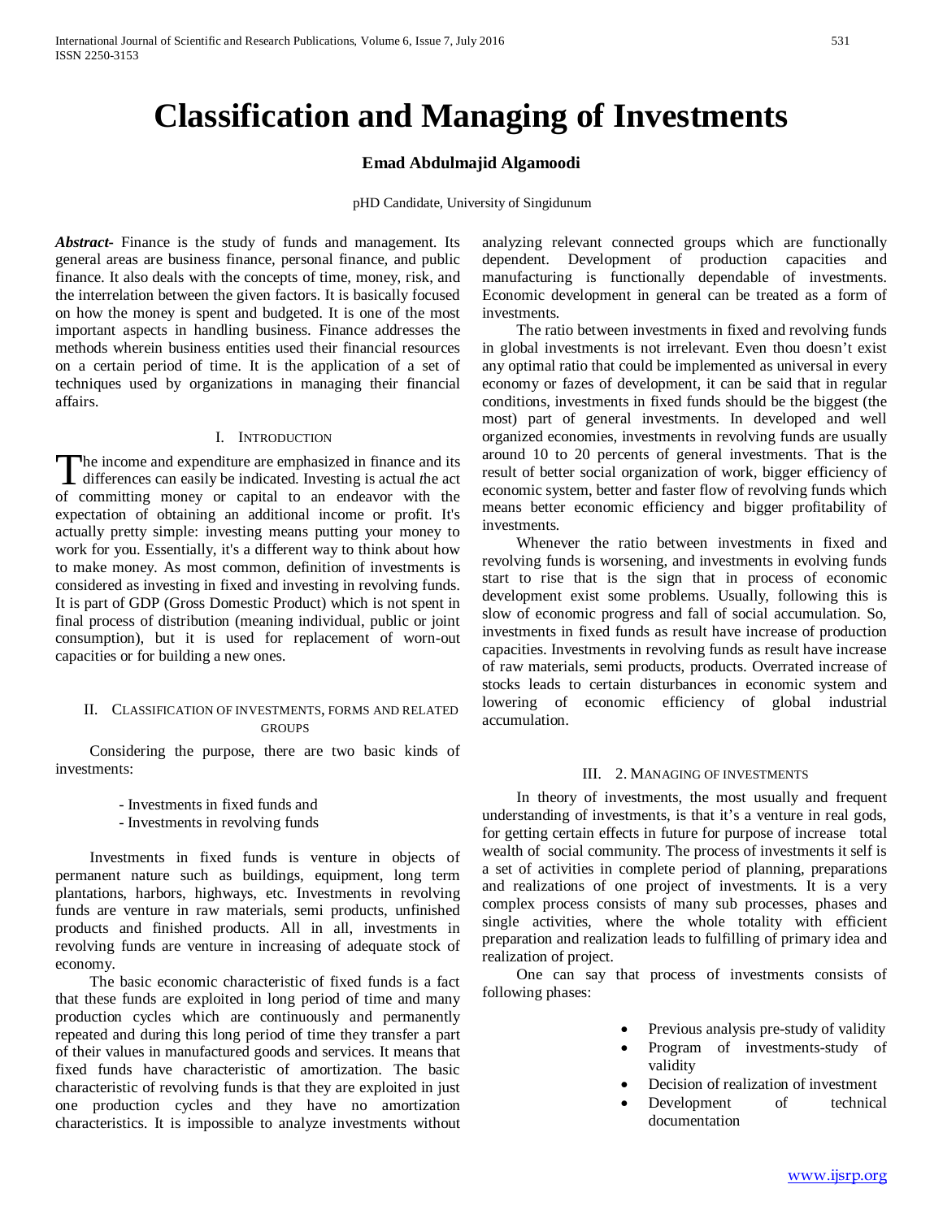# Classification and Managing of Investments

**Emad Abdulmajid Algamoodi**

pHD Candidate, University of Singidunum

***Abstract-*** Finance is the study of funds and management. Its general areas are business finance, personal finance, and public finance. It also deals with the concepts of time, money, risk, and the interrelation between the given factors. It is basically focused on how the money is spent and budgeted. It is one of the most important aspects in handling business. Finance addresses the methods wherein business entities used their financial resources on a certain period of time. It is the application of a set of techniques used by organizations in managing their financial affairs.

## I. Introduction

The income and expenditure are emphasized in finance and its differences can easily be indicated. Investing is actual *t*he act of committing money or capital to an endeavor with the expectation of obtaining an additional income or profit. It's actually pretty simple: investing means putting your money to work for you. Essentially, it's a different way to think about how to make money. As most common, definition of investments is considered as investing in fixed and investing in revolving funds. It is part of GDP (Gross Domestic Product) which is not spent in final process of distribution (meaning individual, public or joint consumption), but it is used for replacement of worn-out capacities or for building a new ones.

## II. Classification of Investments, Forms and Related Groups

Considering the purpose, there are two basic kinds of investments:

- Investments in fixed funds and
- Investments in revolving funds

Investments in fixed funds is venture in objects of permanent nature such as buildings, equipment, long term plantations, harbors, highways, etc. Investments in revolving funds are venture in raw materials, semi products, unfinished products and finished products. All in all, investments in revolving funds are venture in increasing of adequate stock of economy.

The basic economic characteristic of fixed funds is a fact that these funds are exploited in long period of time and many production cycles which are continuously and permanently repeated and during this long period of time they transfer a part of their values in manufactured goods and services. It means that fixed funds have characteristic of amortization. The basic characteristic of revolving funds is that they are exploited in just one production cycles and they have no amortization characteristics. It is impossible to analyze investments without analyzing relevant connected groups which are functionally dependent. Development of production capacities and manufacturing is functionally dependable of investments. Economic development in general can be treated as a form of investments.

The ratio between investments in fixed and revolving funds in global investments is not irrelevant. Even thou doesn't exist any optimal ratio that could be implemented as universal in every economy or fazes of development, it can be said that in regular conditions, investments in fixed funds should be the biggest (the most) part of general investments. In developed and well organized economies, investments in revolving funds are usually around 10 to 20 percents of general investments. That is the result of better social organization of work, bigger efficiency of economic system, better and faster flow of revolving funds which means better economic efficiency and bigger profitability of investments.

Whenever the ratio between investments in fixed and revolving funds is worsening, and investments in evolving funds start to rise that is the sign that in process of economic development exist some problems. Usually, following this is slow of economic progress and fall of social accumulation. So, investments in fixed funds as result have increase of production capacities. Investments in revolving funds as result have increase of raw materials, semi products, products. Overrated increase of stocks leads to certain disturbances in economic system and lowering of economic efficiency of global industrial accumulation.

## III. 2. Managing of Investments

In theory of investments, the most usually and frequent understanding of investments, is that it's a venture in real gods, for getting certain effects in future for purpose of increase total wealth of social community. The process of investments it self is a set of activities in complete period of planning, preparations and realizations of one project of investments. It is a very complex process consists of many sub processes, phases and single activities, where the whole totality with efficient preparation and realization leads to fulfilling of primary idea and realization of project.

One can say that process of investments consists of following phases:

- Previous analysis pre-study of validity
- Program of investments-study of validity
- Decision of realization of investment
- Development of technical documentation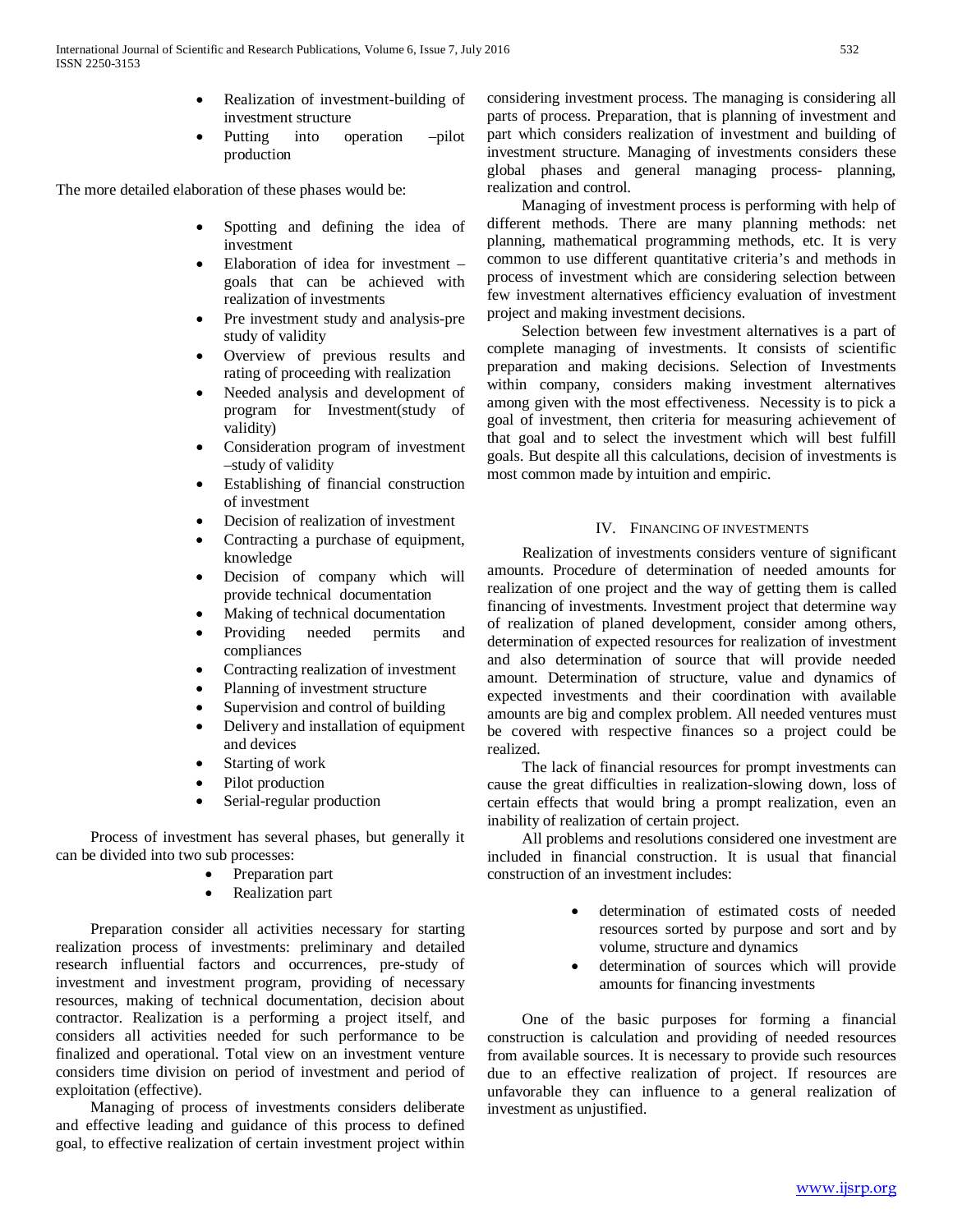- Realization of investment-building of investment structure
- Putting into operation –pilot production

The more detailed elaboration of these phases would be:

- Spotting and defining the idea of investment
- Elaboration of idea for investment – goals that can be achieved with realization of investments
- Pre investment study and analysis-pre study of validity
- Overview of previous results and rating of proceeding with realization
- Needed analysis and development of program for Investment(study of validity)
- Consideration program of investment –study of validity
- Establishing of financial construction of investment
- Decision of realization of investment
- Contracting a purchase of equipment, knowledge
- Decision of company which will provide technical documentation
- Making of technical documentation
- Providing needed permits and compliances
- Contracting realization of investment
- Planning of investment structure
- Supervision and control of building
- Delivery and installation of equipment and devices
- Starting of work
- Pilot production
- Serial-regular production

Process of investment has several phases, but generally it can be divided into two sub processes:

- Preparation part
- Realization part

Preparation consider all activities necessary for starting realization process of investments: preliminary and detailed research influential factors and occurrences, pre-study of investment and investment program, providing of necessary resources, making of technical documentation, decision about contractor. Realization is a performing a project itself, and considers all activities needed for such performance to be finalized and operational. Total view on an investment venture considers time division on period of investment and period of exploitation (effective).

Managing of process of investments considers deliberate and effective leading and guidance of this process to defined goal, to effective realization of certain investment project within considering investment process. The managing is considering all parts of process. Preparation, that is planning of investment and part which considers realization of investment and building of investment structure. Managing of investments considers these global phases and general managing process- planning, realization and control.

Managing of investment process is performing with help of different methods. There are many planning methods: net planning, mathematical programming methods, etc. It is very common to use different quantitative criteria's and methods in process of investment which are considering selection between few investment alternatives efficiency evaluation of investment project and making investment decisions.

Selection between few investment alternatives is a part of complete managing of investments. It consists of scientific preparation and making decisions. Selection of Investments within company, considers making investment alternatives among given with the most effectiveness. Necessity is to pick a goal of investment, then criteria for measuring achievement of that goal and to select the investment which will best fulfill goals. But despite all this calculations, decision of investments is most common made by intuition and empiric.

## IV. Financing of Investments

Realization of investments considers venture of significant amounts. Procedure of determination of needed amounts for realization of one project and the way of getting them is called financing of investments. Investment project that determine way of realization of planed development, consider among others, determination of expected resources for realization of investment and also determination of source that will provide needed amount. Determination of structure, value and dynamics of expected investments and their coordination with available amounts are big and complex problem. All needed ventures must be covered with respective finances so a project could be realized.

The lack of financial resources for prompt investments can cause the great difficulties in realization-slowing down, loss of certain effects that would bring a prompt realization, even an inability of realization of certain project.

All problems and resolutions considered one investment are included in financial construction. It is usual that financial construction of an investment includes:

- determination of estimated costs of needed resources sorted by purpose and sort and by volume, structure and dynamics
- determination of sources which will provide amounts for financing investments

One of the basic purposes for forming a financial construction is calculation and providing of needed resources from available sources. It is necessary to provide such resources due to an effective realization of project. If resources are unfavorable they can influence to a general realization of investment as unjustified.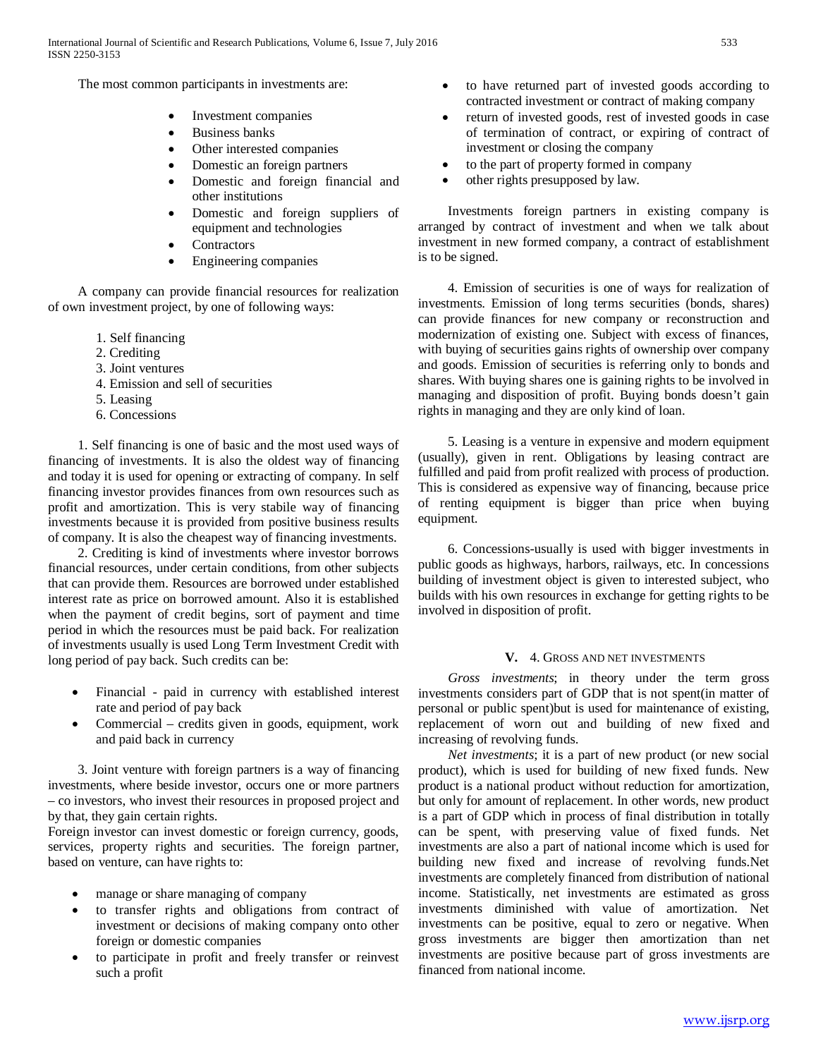The most common participants in investments are:

- Investment companies
- Business banks
- Other interested companies
- Domestic an foreign partners
- Domestic and foreign financial and other institutions
- Domestic and foreign suppliers of equipment and technologies
- Contractors
- Engineering companies

A company can provide financial resources for realization of own investment project, by one of following ways:

1. Self financing
2. Crediting
3. Joint ventures
4. Emission and sell of securities
5. Leasing
6. Concessions

1. Self financing is one of basic and the most used ways of financing of investments. It is also the oldest way of financing and today it is used for opening or extracting of company. In self financing investor provides finances from own resources such as profit and amortization. This is very stabile way of financing investments because it is provided from positive business results of company. It is also the cheapest way of financing investments.

2. Crediting is kind of investments where investor borrows financial resources, under certain conditions, from other subjects that can provide them. Resources are borrowed under established interest rate as price on borrowed amount. Also it is established when the payment of credit begins, sort of payment and time period in which the resources must be paid back. For realization of investments usually is used Long Term Investment Credit with long period of pay back. Such credits can be:

- Financial - paid in currency with established interest rate and period of pay back
- Commercial – credits given in goods, equipment, work and paid back in currency

3. Joint venture with foreign partners is a way of financing investments, where beside investor, occurs one or more partners – co investors, who invest their resources in proposed project and by that, they gain certain rights.
Foreign investor can invest domestic or foreign currency, goods, services, property rights and securities. The foreign partner, based on venture, can have rights to:

- manage or share managing of company
- to transfer rights and obligations from contract of investment or decisions of making company onto other foreign or domestic companies
- to participate in profit and freely transfer or reinvest such a profit
- to have returned part of invested goods according to contracted investment or contract of making company
- return of invested goods, rest of invested goods in case of termination of contract, or expiring of contract of investment or closing the company
- to the part of property formed in company
- other rights presupposed by law.

Investments foreign partners in existing company is arranged by contract of investment and when we talk about investment in new formed company, a contract of establishment is to be signed.

4. Emission of securities is one of ways for realization of investments. Emission of long terms securities (bonds, shares) can provide finances for new company or reconstruction and modernization of existing one. Subject with excess of finances, with buying of securities gains rights of ownership over company and goods. Emission of securities is referring only to bonds and shares. With buying shares one is gaining rights to be involved in managing and disposition of profit. Buying bonds doesn't gain rights in managing and they are only kind of loan.

5. Leasing is a venture in expensive and modern equipment (usually), given in rent. Obligations by leasing contract are fulfilled and paid from profit realized with process of production. This is considered as expensive way of financing, because price of renting equipment is bigger than price when buying equipment.

6. Concessions-usually is used with bigger investments in public goods as highways, harbors, railways, etc. In concessions building of investment object is given to interested subject, who builds with his own resources in exchange for getting rights to be involved in disposition of profit.

## V. 4. Gross and net investments

*Gross investments*; in theory under the term gross investments considers part of GDP that is not spent(in matter of personal or public spent)but is used for maintenance of existing, replacement of worn out and building of new fixed and increasing of revolving funds.

*Net investments*; it is a part of new product (or new social product), which is used for building of new fixed funds. New product is a national product without reduction for amortization, but only for amount of replacement. In other words, new product is a part of GDP which in process of final distribution in totally can be spent, with preserving value of fixed funds. Net investments are also a part of national income which is used for building new fixed and increase of revolving funds.Net investments are completely financed from distribution of national income. Statistically, net investments are estimated as gross investments diminished with value of amortization. Net investments can be positive, equal to zero or negative. When gross investments are bigger then amortization than net investments are positive because part of gross investments are financed from national income.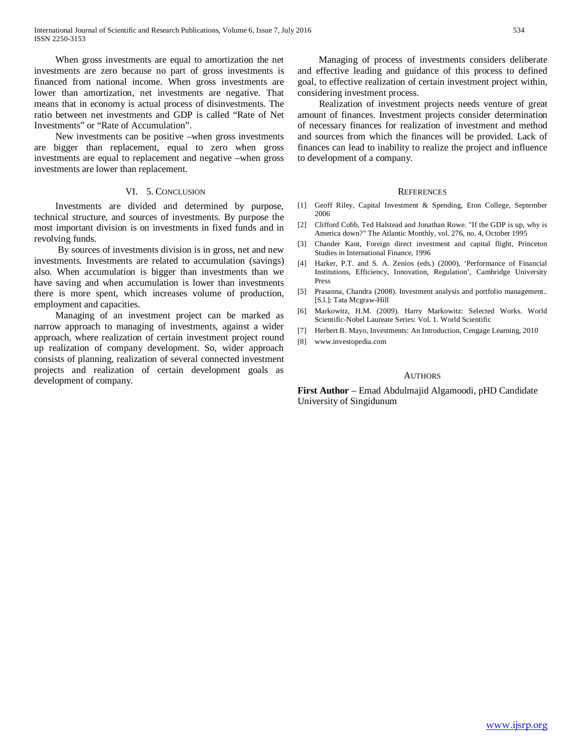When gross investments are equal to amortization the net investments are zero because no part of gross investments is financed from national income. When gross investments are lower than amortization, net investments are negative. That means that in economy is actual process of disinvestments. The ratio between net investments and GDP is called "Rate of Net Investments" or "Rate of Accumulation".

New investments can be positive –when gross investments are bigger than replacement, equal to zero when gross investments are equal to replacement and negative –when gross investments are lower than replacement.

## VI. 5. Conclusion

Investments are divided and determined by purpose, technical structure, and sources of investments. By purpose the most important division is on investments in fixed funds and in revolving funds.

By sources of investments division is in gross, net and new investments. Investments are related to accumulation (savings) also. When accumulation is bigger than investments than we have saving and when accumulation is lower than investments there is more spent, which increases volume of production, employment and capacities.

Managing of an investment project can be marked as narrow approach to managing of investments, against a wider approach, where realization of certain investment project round up realization of company development. So, wider approach consists of planning, realization of several connected investment projects and realization of certain development goals as development of company.

Managing of process of investments considers deliberate and effective leading and guidance of this process to defined goal, to effective realization of certain investment project within, considering investment process.

Realization of investment projects needs venture of great amount of finances. Investment projects consider determination of necessary finances for realization of investment and method and sources from which the finances will be provided. Lack of finances can lead to inability to realize the project and influence to development of a company.

## References

[1] Geoff Riley, Capital Investment & Spending, Eton College, September 2006

[2] Clifford Cobb, Ted Halstead and Jonathan Rowe. "If the GDP is up, why is America down?" The Atlantic Monthly, vol. 276, no. 4, October 1995

[3] Chander Kant, Foreign direct investment and capital flight, Princeton Studies in International Finance, 1996

[4] Harker, P.T. and S. A. Zenios (eds.) (2000), 'Performance of Financial Institutions, Efficiency, Innovation, Regulation', Cambridge University Press

[5] Prasanna, Chandra (2008). Investment analysis and portfolio management.. [S.l.]: Tata Mcgraw-Hill

[6] Markowitz, H.M. (2009). Harry Markowitz: Selected Works. World Scientific-Nobel Laureate Series: Vol. 1. World Scientific

[7] Herbert B. Mayo, Investments: An Introduction, Cengage Learning, 2010

[8] www.investopedia.com

## Authors

**First Author** – Emad Abdulmajid Algamoodi, pHD Candidate University of Singidunum